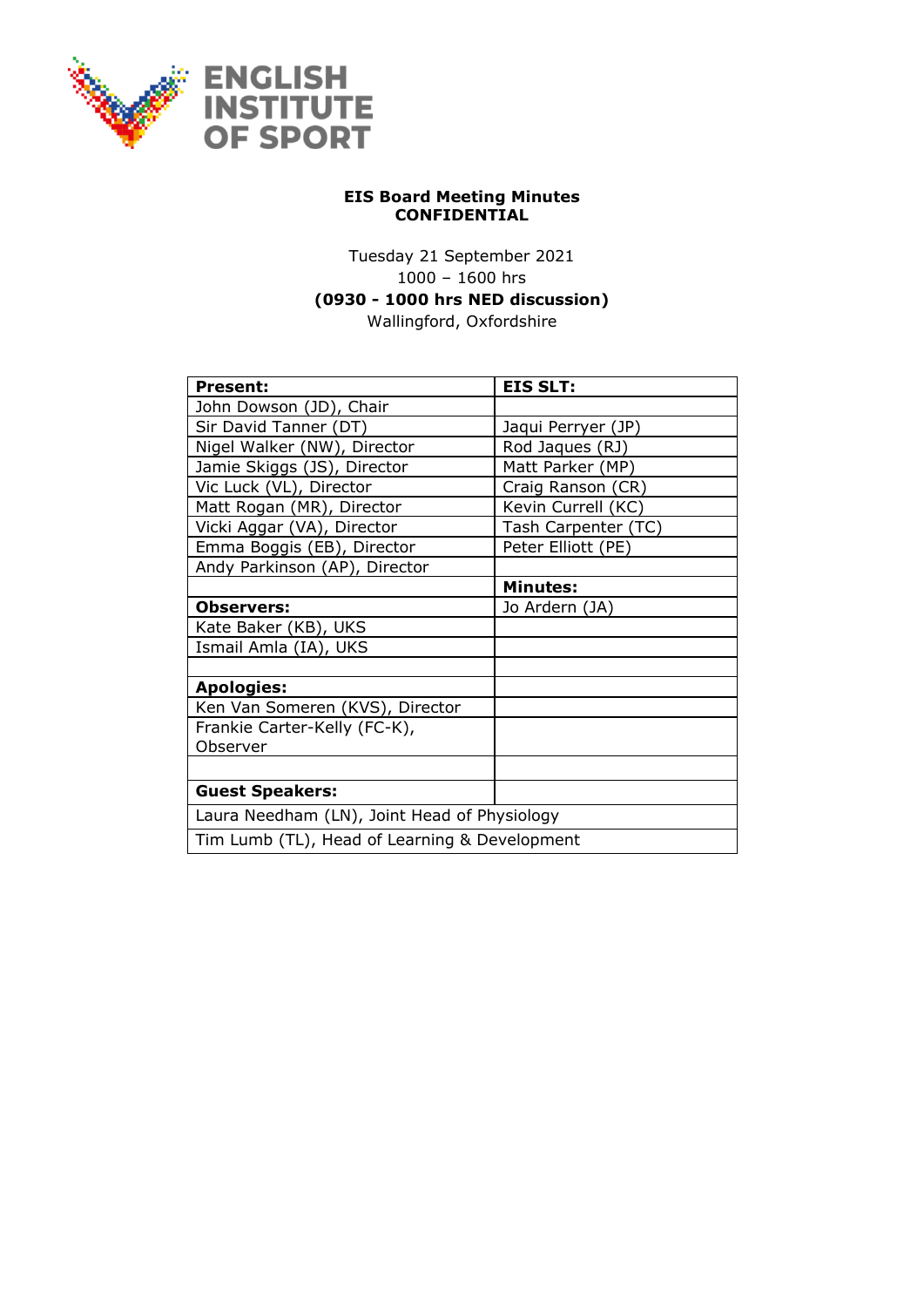ENGLISH INSTITUTE OF SPORT

**EIS Board Meeting Minutes**
**CONFIDENTIAL**

Tuesday 21 September 2021
1000 – 1600 hrs
**(0930 - 1000 hrs NED discussion)**
Wallingford, Oxfordshire

| **Present:** | **EIS SLT:** |
|---|---|
| John Dowson (JD), Chair | |
| Sir David Tanner (DT) | Jaqui Perryer (JP) |
| Nigel Walker (NW), Director | Rod Jaques (RJ) |
| Jamie Skiggs (JS), Director | Matt Parker (MP) |
| Vic Luck (VL), Director | Craig Ranson (CR) |
| Matt Rogan (MR), Director | Kevin Currell (KC) |
| Vicki Aggar (VA), Director | Tash Carpenter (TC) |
| Emma Boggis (EB), Director | Peter Elliott (PE) |
| Andy Parkinson (AP), Director | |
| | **Minutes:** |
| **Observers:** | Jo Ardern (JA) |
| Kate Baker (KB), UKS | |
| Ismail Amla (IA), UKS | |
| | |
| **Apologies:** | |
| Ken Van Someren (KVS), Director | |
| Frankie Carter-Kelly (FC-K), Observer | |
| | |
| **Guest Speakers:** | |
| Laura Needham (LN), Joint Head of Physiology | |
| Tim Lumb (TL), Head of Learning & Development | |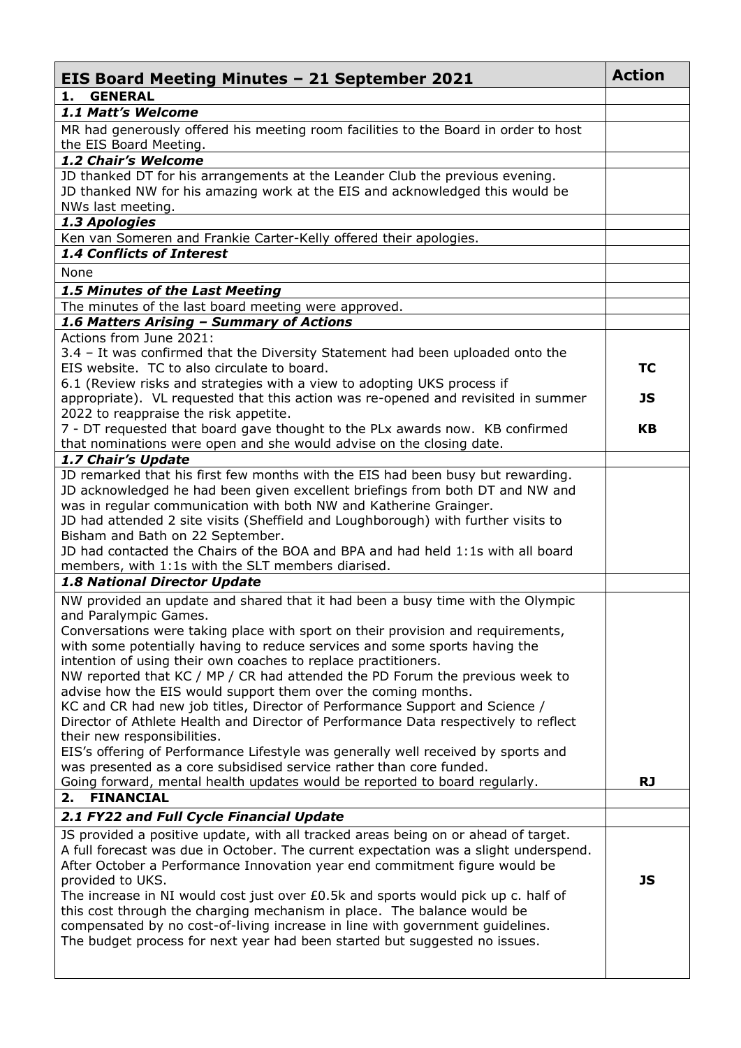| EIS Board Meeting Minutes – 21 September 2021 | Action |
|---|---|
| **1. GENERAL** | |
| ***1.1 Matt's Welcome*** | |
| MR had generously offered his meeting room facilities to the Board in order to host the EIS Board Meeting. | |
| ***1.2 Chair's Welcome*** | |
| JD thanked DT for his arrangements at the Leander Club the previous evening.<br>JD thanked NW for his amazing work at the EIS and acknowledged this would be NWs last meeting. | |
| ***1.3 Apologies*** | |
| Ken van Someren and Frankie Carter-Kelly offered their apologies. | |
| ***1.4 Conflicts of Interest*** | |
| None | |
| ***1.5 Minutes of the Last Meeting*** | |
| The minutes of the last board meeting were approved. | |
| ***1.6 Matters Arising – Summary of Actions*** | |
| Actions from June 2021:<br>3.4 – It was confirmed that the Diversity Statement had been uploaded onto the EIS website. TC to also circulate to board.<br>6.1 (Review risks and strategies with a view to adopting UKS process if appropriate). VL requested that this action was re-opened and revisited in summer 2022 to reappraise the risk appetite.<br>7 - DT requested that board gave thought to the PLx awards now. KB confirmed that nominations were open and she would advise on the closing date. | **TC**<br><br>**JS**<br><br>**KB** |
| ***1.7 Chair's Update*** | |
| JD remarked that his first few months with the EIS had been busy but rewarding.<br>JD acknowledged he had been given excellent briefings from both DT and NW and was in regular communication with both NW and Katherine Grainger.<br>JD had attended 2 site visits (Sheffield and Loughborough) with further visits to Bisham and Bath on 22 September.<br>JD had contacted the Chairs of the BOA and BPA and had held 1:1s with all board members, with 1:1s with the SLT members diarised. | |
| ***1.8 National Director Update*** | |
| NW provided an update and shared that it had been a busy time with the Olympic and Paralympic Games.<br>Conversations were taking place with sport on their provision and requirements, with some potentially having to reduce services and some sports having the intention of using their own coaches to replace practitioners.<br>NW reported that KC / MP / CR had attended the PD Forum the previous week to advise how the EIS would support them over the coming months.<br>KC and CR had new job titles, Director of Performance Support and Science / Director of Athlete Health and Director of Performance Data respectively to reflect their new responsibilities.<br>EIS's offering of Performance Lifestyle was generally well received by sports and was presented as a core subsidised service rather than core funded.<br>Going forward, mental health updates would be reported to board regularly. | **RJ** |
| **2. FINANCIAL** | |
| ***2.1 FY22 and Full Cycle Financial Update*** | |
| JS provided a positive update, with all tracked areas being on or ahead of target.<br>A full forecast was due in October. The current expectation was a slight underspend.<br>After October a Performance Innovation year end commitment figure would be provided to UKS.<br>The increase in NI would cost just over £0.5k and sports would pick up c. half of this cost through the charging mechanism in place. The balance would be compensated by no cost-of-living increase in line with government guidelines.<br>The budget process for next year had been started but suggested no issues. | **JS** |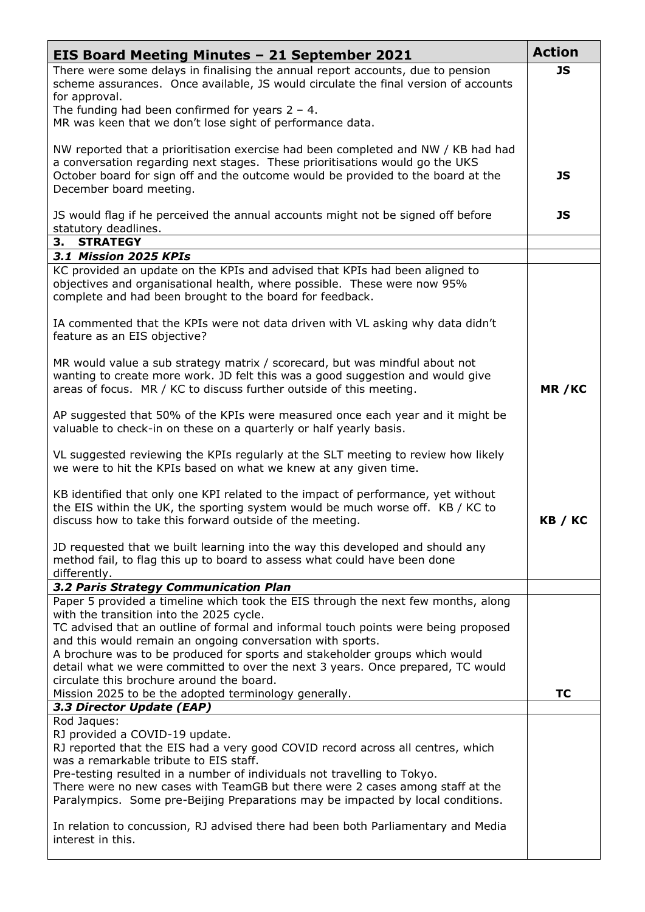| EIS Board Meeting Minutes – 21 September 2021 | Action |
|---|---|
| There were some delays in finalising the annual report accounts, due to pension scheme assurances. Once available, JS would circulate the final version of accounts for approval.<br>The funding had been confirmed for years 2 – 4.<br>MR was keen that we don't lose sight of performance data. | **JS** |
| NW reported that a prioritisation exercise had been completed and NW / KB had had a conversation regarding next stages. These prioritisations would go the UKS October board for sign off and the outcome would be provided to the board at the December board meeting. | **JS** |
| JS would flag if he perceived the annual accounts might not be signed off before statutory deadlines. | **JS** |
| **3. STRATEGY** | |
| ***3.1 Mission 2025 KPIs*** | |
| KC provided an update on the KPIs and advised that KPIs had been aligned to objectives and organisational health, where possible. These were now 95% complete and had been brought to the board for feedback.<br><br>IA commented that the KPIs were not data driven with VL asking why data didn't feature as an EIS objective? | |
| MR would value a sub strategy matrix / scorecard, but was mindful about not wanting to create more work. JD felt this was a good suggestion and would give areas of focus. MR / KC to discuss further outside of this meeting. | **MR /KC** |
| AP suggested that 50% of the KPIs were measured once each year and it might be valuable to check-in on these on a quarterly or half yearly basis.<br><br>VL suggested reviewing the KPIs regularly at the SLT meeting to review how likely we were to hit the KPIs based on what we knew at any given time. | |
| KB identified that only one KPI related to the impact of performance, yet without the EIS within the UK, the sporting system would be much worse off. KB / KC to discuss how to take this forward outside of the meeting. | **KB / KC** |
| JD requested that we built learning into the way this developed and should any method fail, to flag this up to board to assess what could have been done differently. | |
| ***3.2 Paris Strategy Communication Plan*** | |
| Paper 5 provided a timeline which took the EIS through the next few months, along with the transition into the 2025 cycle.<br>TC advised that an outline of formal and informal touch points were being proposed and this would remain an ongoing conversation with sports.<br>A brochure was to be produced for sports and stakeholder groups which would detail what we were committed to over the next 3 years. Once prepared, TC would circulate this brochure around the board.<br>Mission 2025 to be the adopted terminology generally. | **TC** |
| ***3.3 Director Update (EAP)*** | |
| Rod Jaques:<br>RJ provided a COVID-19 update.<br>RJ reported that the EIS had a very good COVID record across all centres, which was a remarkable tribute to EIS staff.<br>Pre-testing resulted in a number of individuals not travelling to Tokyo.<br>There were no new cases with TeamGB but there were 2 cases among staff at the Paralympics. Some pre-Beijing Preparations may be impacted by local conditions.<br><br>In relation to concussion, RJ advised there had been both Parliamentary and Media interest in this. | |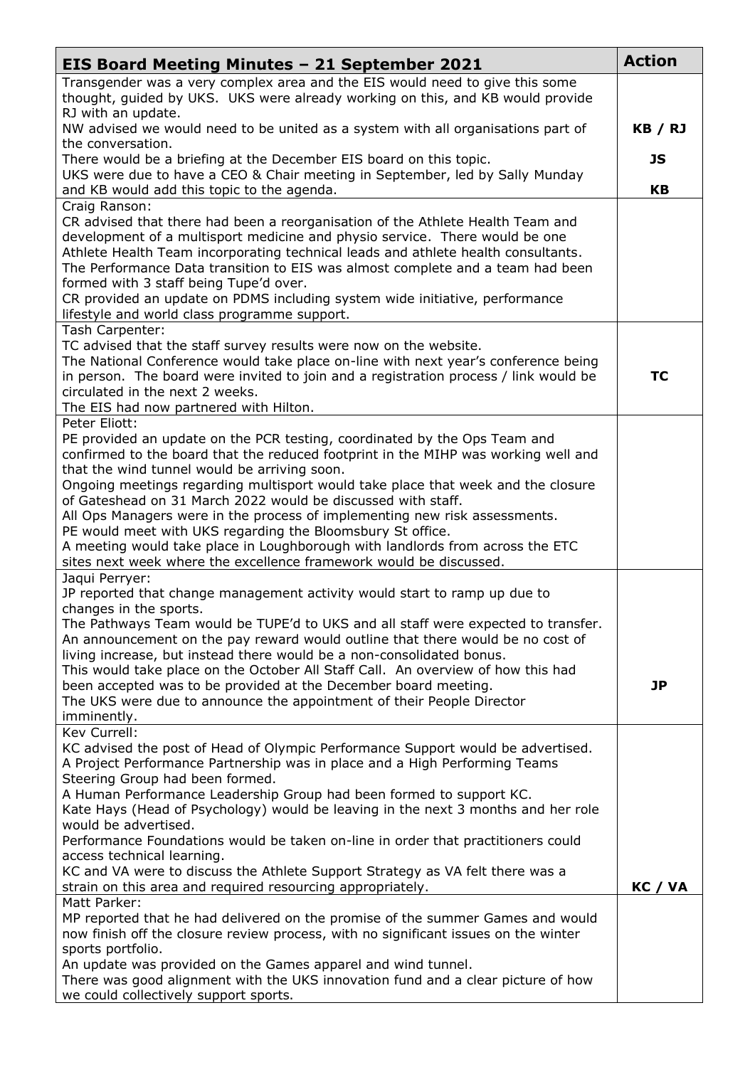| EIS Board Meeting Minutes – 21 September 2021 | Action |
|---|---|
| Transgender was a very complex area and the EIS would need to give this some thought, guided by UKS. UKS were already working on this, and KB would provide RJ with an update.<br>NW advised we would need to be united as a system with all organisations part of the conversation.<br>There would be a briefing at the December EIS board on this topic.<br>UKS were due to have a CEO & Chair meeting in September, led by Sally Munday and KB would add this topic to the agenda. | **KB / RJ**<br><br>**JS**<br><br>**KB** |
| Craig Ranson:<br>CR advised that there had been a reorganisation of the Athlete Health Team and development of a multisport medicine and physio service. There would be one Athlete Health Team incorporating technical leads and athlete health consultants.<br>The Performance Data transition to EIS was almost complete and a team had been formed with 3 staff being Tupe'd over.<br>CR provided an update on PDMS including system wide initiative, performance lifestyle and world class programme support. | |
| Tash Carpenter:<br>TC advised that the staff survey results were now on the website.<br>The National Conference would take place on-line with next year's conference being in person. The board were invited to join and a registration process / link would be circulated in the next 2 weeks.<br>The EIS had now partnered with Hilton. | **TC** |
| Peter Eliott:<br>PE provided an update on the PCR testing, coordinated by the Ops Team and confirmed to the board that the reduced footprint in the MIHP was working well and that the wind tunnel would be arriving soon.<br>Ongoing meetings regarding multisport would take place that week and the closure of Gateshead on 31 March 2022 would be discussed with staff.<br>All Ops Managers were in the process of implementing new risk assessments.<br>PE would meet with UKS regarding the Bloomsbury St office.<br>A meeting would take place in Loughborough with landlords from across the ETC sites next week where the excellence framework would be discussed. | |
| Jaqui Perryer:<br>JP reported that change management activity would start to ramp up due to changes in the sports.<br>The Pathways Team would be TUPE'd to UKS and all staff were expected to transfer.<br>An announcement on the pay reward would outline that there would be no cost of living increase, but instead there would be a non-consolidated bonus.<br>This would take place on the October All Staff Call. An overview of how this had been accepted was to be provided at the December board meeting.<br>The UKS were due to announce the appointment of their People Director imminently. | **JP** |
| Kev Currell:<br>KC advised the post of Head of Olympic Performance Support would be advertised.<br>A Project Performance Partnership was in place and a High Performing Teams Steering Group had been formed.<br>A Human Performance Leadership Group had been formed to support KC.<br>Kate Hays (Head of Psychology) would be leaving in the next 3 months and her role would be advertised.<br>Performance Foundations would be taken on-line in order that practitioners could access technical learning.<br>KC and VA were to discuss the Athlete Support Strategy as VA felt there was a strain on this area and required resourcing appropriately. | **KC / VA** |
| Matt Parker:<br>MP reported that he had delivered on the promise of the summer Games and would now finish off the closure review process, with no significant issues on the winter sports portfolio.<br>An update was provided on the Games apparel and wind tunnel.<br>There was good alignment with the UKS innovation fund and a clear picture of how we could collectively support sports. | |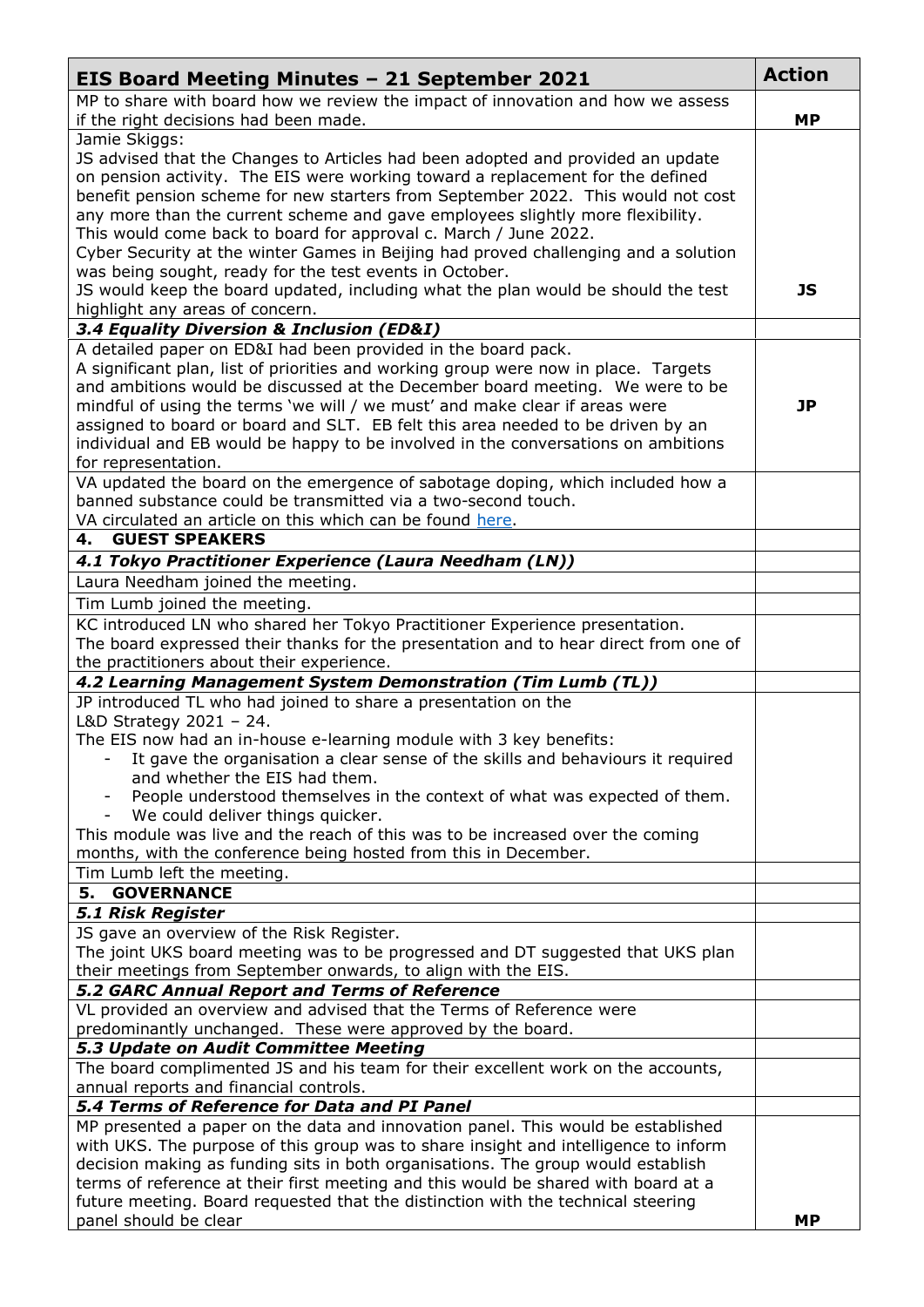| EIS Board Meeting Minutes – 21 September 2021 | Action |
|---|---|
| MP to share with board how we review the impact of innovation and how we assess if the right decisions had been made. | **MP** |
| Jamie Skiggs:<br>JS advised that the Changes to Articles had been adopted and provided an update on pension activity. The EIS were working toward a replacement for the defined benefit pension scheme for new starters from September 2022. This would not cost any more than the current scheme and gave employees slightly more flexibility. This would come back to board for approval c. March / June 2022.<br>Cyber Security at the winter Games in Beijing had proved challenging and a solution was being sought, ready for the test events in October.<br>JS would keep the board updated, including what the plan would be should the test highlight any areas of concern. | **JS** |
| ***3.4 Equality Diversion & Inclusion (ED&I)*** | |
| A detailed paper on ED&I had been provided in the board pack.<br>A significant plan, list of priorities and working group were now in place. Targets and ambitions would be discussed at the December board meeting. We were to be mindful of using the terms 'we will / we must' and make clear if areas were assigned to board or board and SLT. EB felt this area needed to be driven by an individual and EB would be happy to be involved in the conversations on ambitions for representation. | **JP** |
| VA updated the board on the emergence of sabotage doping, which included how a banned substance could be transmitted via a two-second touch.<br>VA circulated an article on this which can be found here. | |
| **4. GUEST SPEAKERS** | |
| ***4.1 Tokyo Practitioner Experience (Laura Needham (LN))*** | |
| Laura Needham joined the meeting. | |
| Tim Lumb joined the meeting. | |
| KC introduced LN who shared her Tokyo Practitioner Experience presentation.<br>The board expressed their thanks for the presentation and to hear direct from one of the practitioners about their experience. | |
| ***4.2 Learning Management System Demonstration (Tim Lumb (TL))*** | |
| JP introduced TL who had joined to share a presentation on the L&D Strategy 2021 – 24.<br>The EIS now had an in-house e-learning module with 3 key benefits:<br>- It gave the organisation a clear sense of the skills and behaviours it required and whether the EIS had them.<br>- People understood themselves in the context of what was expected of them.<br>- We could deliver things quicker.<br>This module was live and the reach of this was to be increased over the coming months, with the conference being hosted from this in December. | |
| Tim Lumb left the meeting. | |
| **5. GOVERNANCE** | |
| ***5.1 Risk Register*** | |
| JS gave an overview of the Risk Register.<br>The joint UKS board meeting was to be progressed and DT suggested that UKS plan their meetings from September onwards, to align with the EIS. | |
| ***5.2 GARC Annual Report and Terms of Reference*** | |
| VL provided an overview and advised that the Terms of Reference were predominantly unchanged. These were approved by the board. | |
| ***5.3 Update on Audit Committee Meeting*** | |
| The board complimented JS and his team for their excellent work on the accounts, annual reports and financial controls. | |
| ***5.4 Terms of Reference for Data and PI Panel*** | |
| MP presented a paper on the data and innovation panel. This would be established with UKS. The purpose of this group was to share insight and intelligence to inform decision making as funding sits in both organisations. The group would establish terms of reference at their first meeting and this would be shared with board at a future meeting. Board requested that the distinction with the technical steering panel should be clear | **MP** |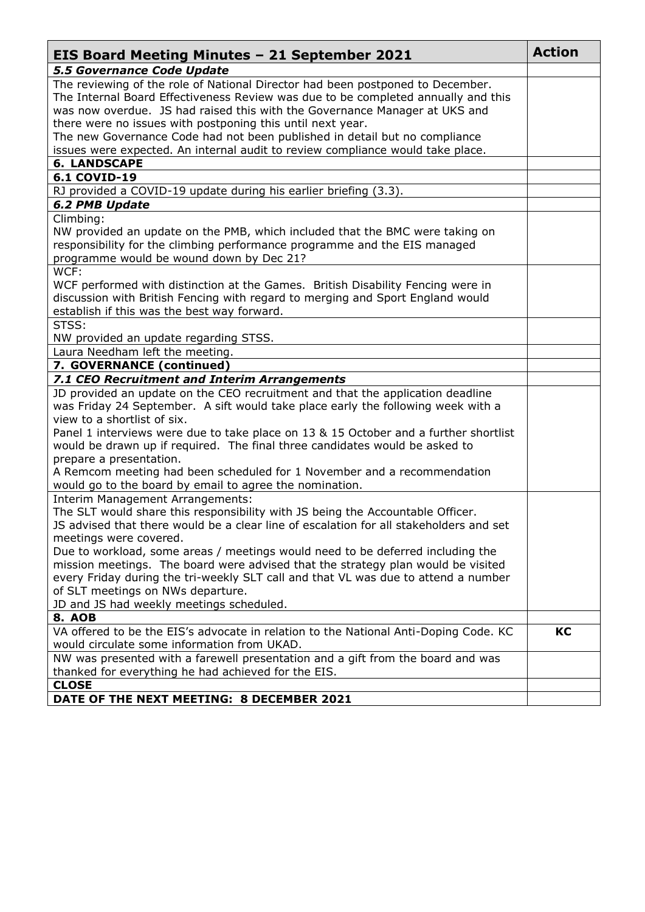| EIS Board Meeting Minutes – 21 September 2021 | Action |
|---|---|
| ***5.5 Governance Code Update*** | |
| The reviewing of the role of National Director had been postponed to December.<br>The Internal Board Effectiveness Review was due to be completed annually and this was now overdue. JS had raised this with the Governance Manager at UKS and there were no issues with postponing this until next year.<br>The new Governance Code had not been published in detail but no compliance issues were expected. An internal audit to review compliance would take place. | |
| **6. LANDSCAPE** | |
| **6.1 COVID-19** | |
| RJ provided a COVID-19 update during his earlier briefing (3.3). | |
| ***6.2 PMB Update*** | |
| Climbing:<br>NW provided an update on the PMB, which included that the BMC were taking on responsibility for the climbing performance programme and the EIS managed programme would be wound down by Dec 21? | |
| WCF:<br>WCF performed with distinction at the Games. British Disability Fencing were in discussion with British Fencing with regard to merging and Sport England would establish if this was the best way forward. | |
| STSS:<br>NW provided an update regarding STSS. | |
| Laura Needham left the meeting. | |
| **7. GOVERNANCE (continued)** | |
| ***7.1 CEO Recruitment and Interim Arrangements*** | |
| JD provided an update on the CEO recruitment and that the application deadline was Friday 24 September. A sift would take place early the following week with a view to a shortlist of six.<br>Panel 1 interviews were due to take place on 13 & 15 October and a further shortlist would be drawn up if required. The final three candidates would be asked to prepare a presentation.<br>A Remcom meeting had been scheduled for 1 November and a recommendation would go to the board by email to agree the nomination. | |
| Interim Management Arrangements:<br>The SLT would share this responsibility with JS being the Accountable Officer.<br>JS advised that there would be a clear line of escalation for all stakeholders and set meetings were covered.<br>Due to workload, some areas / meetings would need to be deferred including the mission meetings. The board were advised that the strategy plan would be visited every Friday during the tri-weekly SLT call and that VL was due to attend a number of SLT meetings on NWs departure.<br>JD and JS had weekly meetings scheduled. | |
| **8. AOB** | |
| VA offered to be the EIS's advocate in relation to the National Anti-Doping Code. KC would circulate some information from UKAD. | **KC** |
| NW was presented with a farewell presentation and a gift from the board and was thanked for everything he had achieved for the EIS. | |
| **CLOSE** | |
| **DATE OF THE NEXT MEETING: 8 DECEMBER 2021** | |